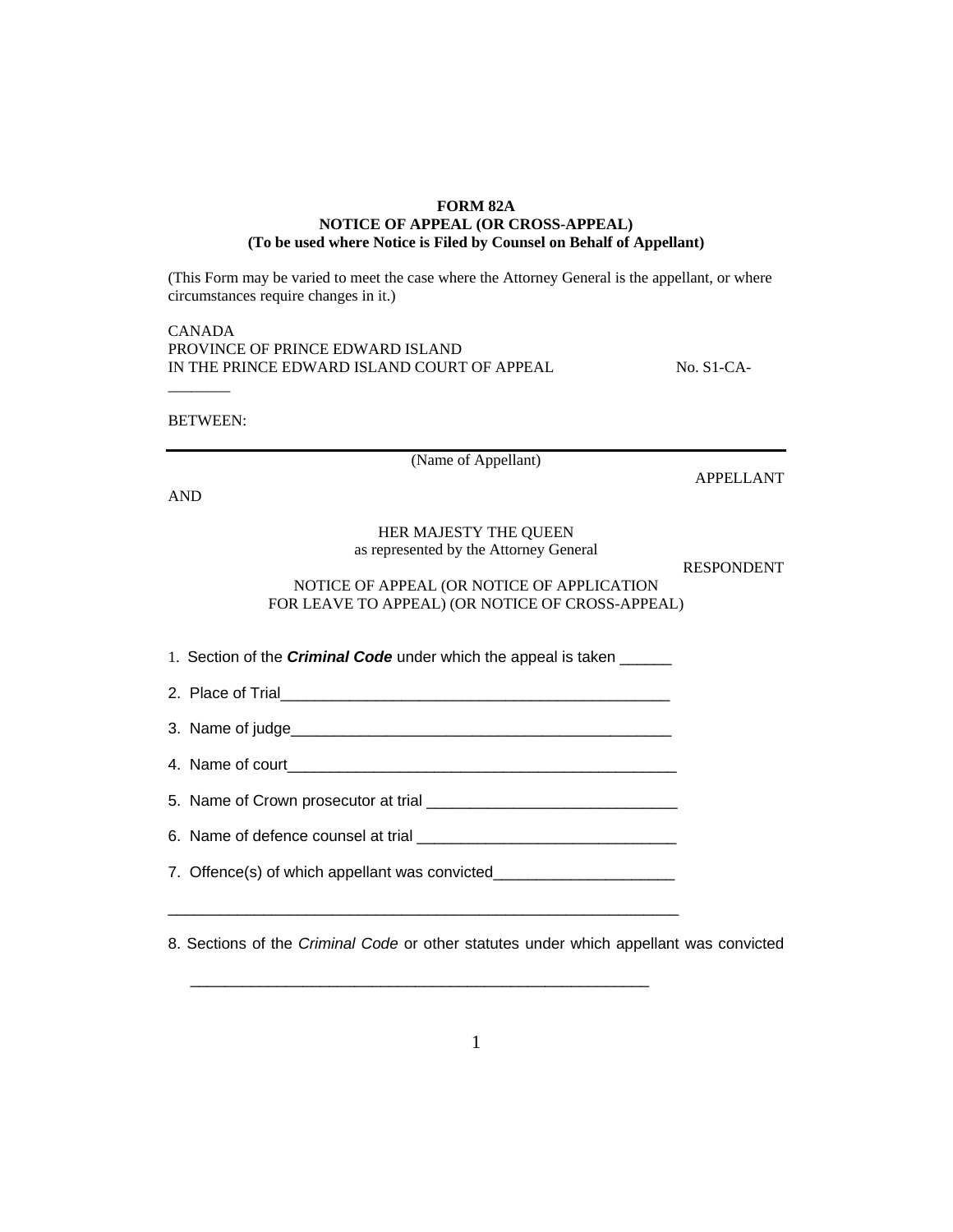**FORM 82A**
**NOTICE OF APPEAL (OR CROSS-APPEAL)**
**(To be used where Notice is Filed by Counsel on Behalf of Appellant)**

(This Form may be varied to meet the case where the Attorney General is the appellant, or where circumstances require changes in it.)

CANADA
PROVINCE OF PRINCE EDWARD ISLAND
IN THE PRINCE EDWARD ISLAND COURT OF APPEAL No. S1-CA-________

BETWEEN:

(Name of Appellant)

APPELLANT

AND

HER MAJESTY THE QUEEN
as represented by the Attorney General

RESPONDENT

NOTICE OF APPEAL (OR NOTICE OF APPLICATION FOR LEAVE TO APPEAL) (OR NOTICE OF CROSS-APPEAL)

1. Section of the ***Criminal Code*** under which the appeal is taken ______

2. Place of Trial_______________________________________________

3. Name of judge_______________________________________________

4. Name of court_______________________________________________

5. Name of Crown prosecutor at trial _____________________________

6. Name of defence counsel at trial ______________________________

7. Offence(s) of which appellant was convicted_____________________

_____________________________________________________________

8. Sections of the *Criminal Code* or other statutes under which appellant was convicted

_____________________________________________________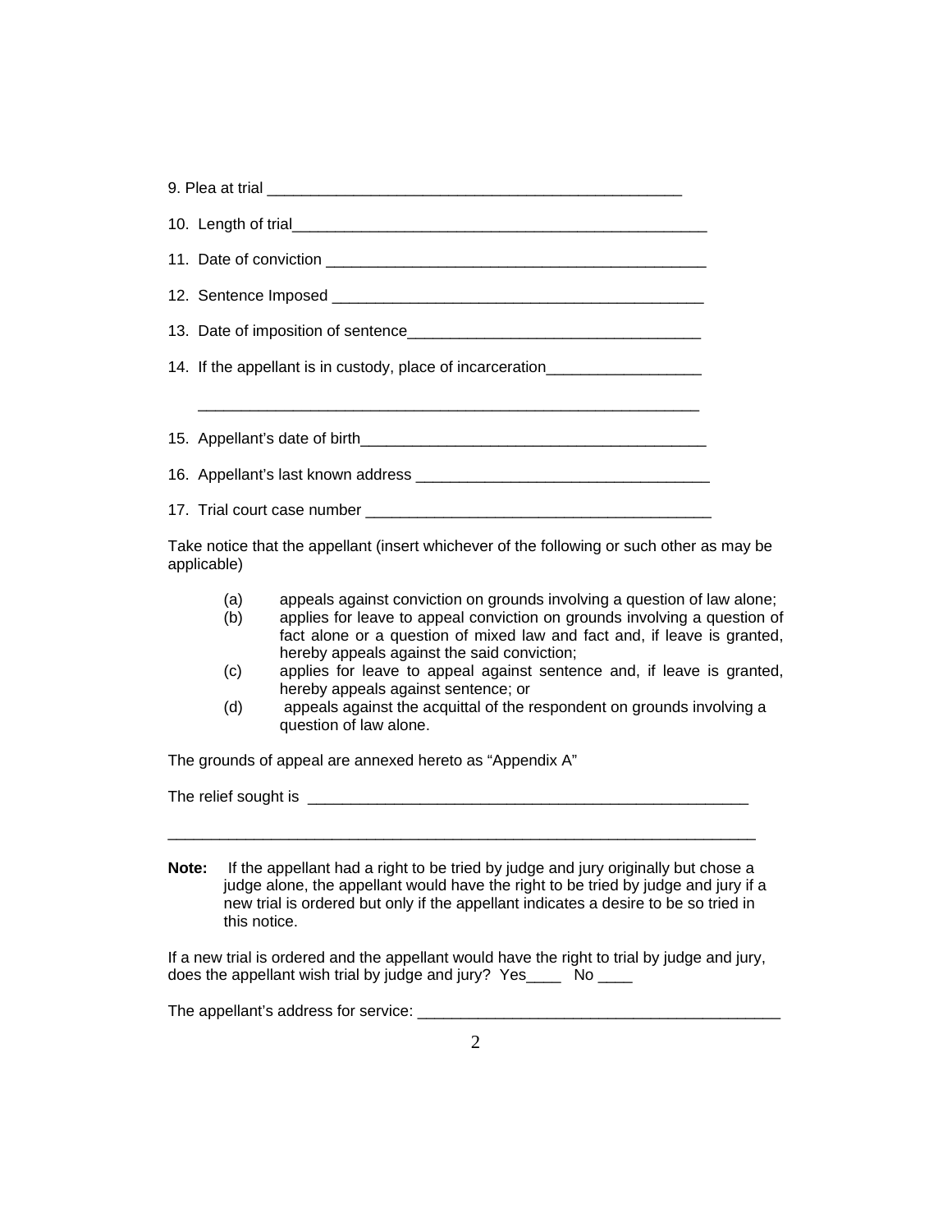9. Plea at trial ______________________________________________

10. Length of trial______________________________________________

11. Date of conviction ___________________________________________

12. Sentence Imposed ___________________________________________

13. Date of imposition of sentence________________________________

14. If the appellant is in custody, place of incarceration_________________

_______________________________________________________

15. Appellant's date of birth_______________________________________

16. Appellant's last known address ________________________________

17. Trial court case number _______________________________________

Take notice that the appellant (insert whichever of the following or such other as may be applicable)

(a) appeals against conviction on grounds involving a question of law alone;

(b) applies for leave to appeal conviction on grounds involving a question of fact alone or a question of mixed law and fact and, if leave is granted, hereby appeals against the said conviction;

(c) applies for leave to appeal against sentence and, if leave is granted, hereby appeals against sentence; or

(d) appeals against the acquittal of the respondent on grounds involving a question of law alone.

The grounds of appeal are annexed hereto as "Appendix A"

The relief sought is ___________________________________________________

_________________________________________________________________

**Note:** If the appellant had a right to be tried by judge and jury originally but chose a judge alone, the appellant would have the right to be tried by judge and jury if a new trial is ordered but only if the appellant indicates a desire to be so tried in this notice.

If a new trial is ordered and the appellant would have the right to trial by judge and jury, does the appellant wish trial by judge and jury? Yes____ No ____

The appellant's address for service: ________________________________________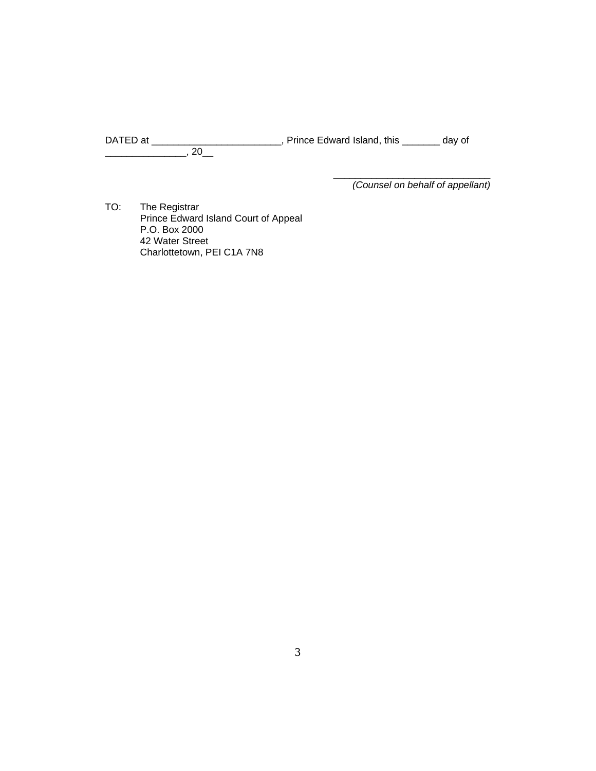DATED at ________________________, Prince Edward Island, this _______ day of _______________, 20__

_____________________________
*(Counsel on behalf of appellant)*

TO: The Registrar
Prince Edward Island Court of Appeal
P.O. Box 2000
42 Water Street
Charlottetown, PEI C1A 7N8